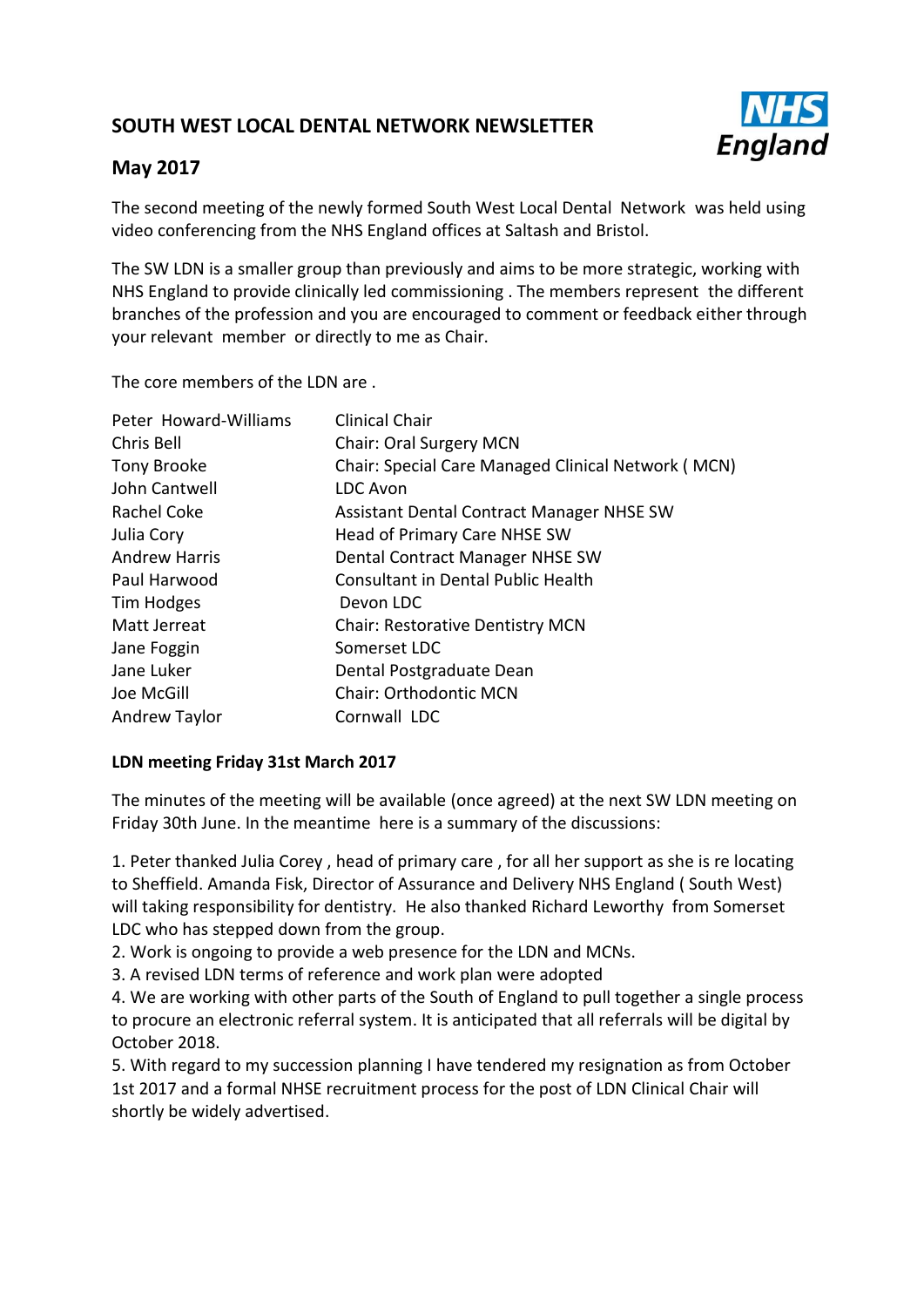# SOUTH WEST LOCAL DENTAL NETWORK NEWSLETTER

## May 2017

The second meeting of the newly formed South West Local Dental Network was held using video conferencing from the NHS England offices at Saltash and Bristol.

The SW LDN is a smaller group than previously and aims to be more strategic, working with NHS England to provide clinically led commissioning . The members represent the different branches of the profession and you are encouraged to comment or feedback either through your relevant member or directly to me as Chair.

The core members of the LDN are .

| | |
|---|---|
| Peter Howard-Williams | Clinical Chair |
| Chris Bell | Chair: Oral Surgery MCN |
| Tony Brooke | Chair: Special Care Managed Clinical Network ( MCN) |
| John Cantwell | LDC Avon |
| Rachel Coke | Assistant Dental Contract Manager NHSE SW |
| Julia Cory | Head of Primary Care NHSE SW |
| Andrew Harris | Dental Contract Manager NHSE SW |
| Paul Harwood | Consultant in Dental Public Health |
| Tim Hodges | Devon LDC |
| Matt Jerreat | Chair: Restorative Dentistry MCN |
| Jane Foggin | Somerset LDC |
| Jane Luker | Dental Postgraduate Dean |
| Joe McGill | Chair: Orthodontic MCN |
| Andrew Taylor | Cornwall LDC |

**LDN meeting Friday 31st March 2017**

The minutes of the meeting will be available (once agreed) at the next SW LDN meeting on Friday 30th June. In the meantime here is a summary of the discussions:

1. Peter thanked Julia Corey , head of primary care , for all her support as she is re locating to Sheffield. Amanda Fisk, Director of Assurance and Delivery NHS England ( South West) will taking responsibility for dentistry. He also thanked Richard Leworthy from Somerset LDC who has stepped down from the group.
2. Work is ongoing to provide a web presence for the LDN and MCNs.
3. A revised LDN terms of reference and work plan were adopted
4. We are working with other parts of the South of England to pull together a single process to procure an electronic referral system. It is anticipated that all referrals will be digital by October 2018.
5. With regard to my succession planning I have tendered my resignation as from October 1st 2017 and a formal NHSE recruitment process for the post of LDN Clinical Chair will shortly be widely advertised.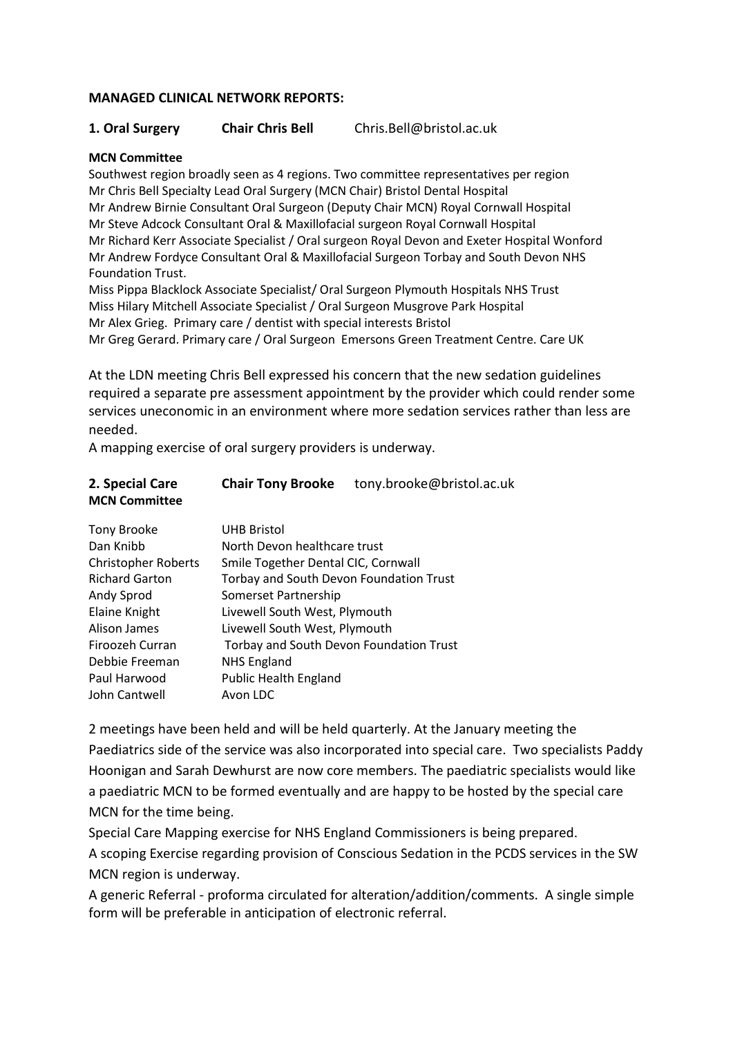**MANAGED CLINICAL NETWORK REPORTS:**

**1. Oral Surgery** **Chair Chris Bell** Chris.Bell@bristol.ac.uk

**MCN Committee**

Southwest region broadly seen as 4 regions. Two committee representatives per region
Mr Chris Bell Specialty Lead Oral Surgery (MCN Chair) Bristol Dental Hospital
Mr Andrew Birnie Consultant Oral Surgeon (Deputy Chair MCN) Royal Cornwall Hospital
Mr Steve Adcock Consultant Oral & Maxillofacial surgeon Royal Cornwall Hospital
Mr Richard Kerr Associate Specialist / Oral surgeon Royal Devon and Exeter Hospital Wonford
Mr Andrew Fordyce Consultant Oral & Maxillofacial Surgeon Torbay and South Devon NHS Foundation Trust.
Miss Pippa Blacklock Associate Specialist/ Oral Surgeon Plymouth Hospitals NHS Trust
Miss Hilary Mitchell Associate Specialist / Oral Surgeon Musgrove Park Hospital
Mr Alex Grieg. Primary care / dentist with special interests Bristol
Mr Greg Gerard. Primary care / Oral Surgeon Emersons Green Treatment Centre. Care UK

At the LDN meeting Chris Bell expressed his concern that the new sedation guidelines required a separate pre assessment appointment by the provider which could render some services uneconomic in an environment where more sedation services rather than less are needed.

A mapping exercise of oral surgery providers is underway.

**2. Special Care** **Chair Tony Brooke** tony.brooke@bristol.ac.uk
**MCN Committee**

| | |
|---|---|
| Tony Brooke | UHB Bristol |
| Dan Knibb | North Devon healthcare trust |
| Christopher Roberts | Smile Together Dental CIC, Cornwall |
| Richard Garton | Torbay and South Devon Foundation Trust |
| Andy Sprod | Somerset Partnership |
| Elaine Knight | Livewell South West, Plymouth |
| Alison James | Livewell South West, Plymouth |
| Firoozeh Curran | Torbay and South Devon Foundation Trust |
| Debbie Freeman | NHS England |
| Paul Harwood | Public Health England |
| John Cantwell | Avon LDC |

2 meetings have been held and will be held quarterly. At the January meeting the Paediatrics side of the service was also incorporated into special care. Two specialists Paddy Hoonigan and Sarah Dewhurst are now core members. The paediatric specialists would like a paediatric MCN to be formed eventually and are happy to be hosted by the special care MCN for the time being.

Special Care Mapping exercise for NHS England Commissioners is being prepared.

A scoping Exercise regarding provision of Conscious Sedation in the PCDS services in the SW MCN region is underway.

A generic Referral - proforma circulated for alteration/addition/comments. A single simple form will be preferable in anticipation of electronic referral.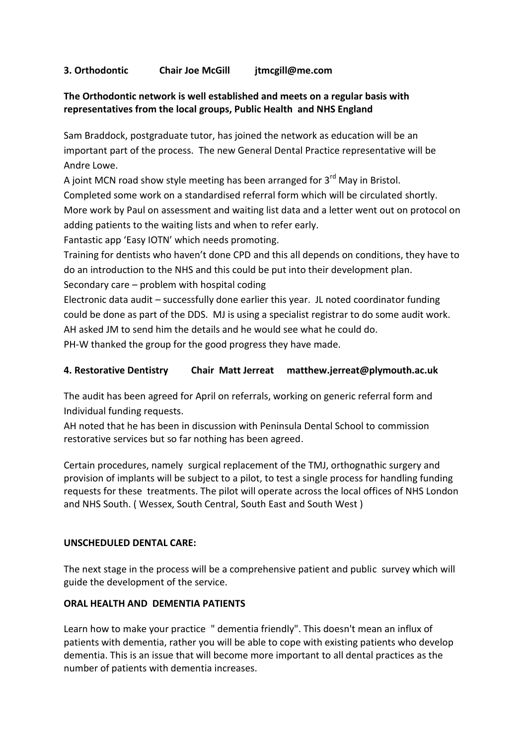**3. Orthodontic Chair Joe McGill jtmcgill@me.com**

**The Orthodontic network is well established and meets on a regular basis with representatives from the local groups, Public Health and NHS England**

Sam Braddock, postgraduate tutor, has joined the network as education will be an important part of the process. The new General Dental Practice representative will be Andre Lowe.

A joint MCN road show style meeting has been arranged for 3rd May in Bristol.

Completed some work on a standardised referral form which will be circulated shortly.

More work by Paul on assessment and waiting list data and a letter went out on protocol on adding patients to the waiting lists and when to refer early.

Fantastic app 'Easy IOTN' which needs promoting.

Training for dentists who haven't done CPD and this all depends on conditions, they have to do an introduction to the NHS and this could be put into their development plan.

Secondary care – problem with hospital coding

Electronic data audit – successfully done earlier this year. JL noted coordinator funding could be done as part of the DDS. MJ is using a specialist registrar to do some audit work. AH asked JM to send him the details and he would see what he could do.

PH-W thanked the group for the good progress they have made.

**4. Restorative Dentistry Chair Matt Jerreat matthew.jerreat@plymouth.ac.uk**

The audit has been agreed for April on referrals, working on generic referral form and Individual funding requests.

AH noted that he has been in discussion with Peninsula Dental School to commission restorative services but so far nothing has been agreed.

Certain procedures, namely surgical replacement of the TMJ, orthognathic surgery and provision of implants will be subject to a pilot, to test a single process for handling funding requests for these treatments. The pilot will operate across the local offices of NHS London and NHS South. ( Wessex, South Central, South East and South West )

**UNSCHEDULED DENTAL CARE:**

The next stage in the process will be a comprehensive patient and public survey which will guide the development of the service.

**ORAL HEALTH AND DEMENTIA PATIENTS**

Learn how to make your practice " dementia friendly". This doesn't mean an influx of patients with dementia, rather you will be able to cope with existing patients who develop dementia. This is an issue that will become more important to all dental practices as the number of patients with dementia increases.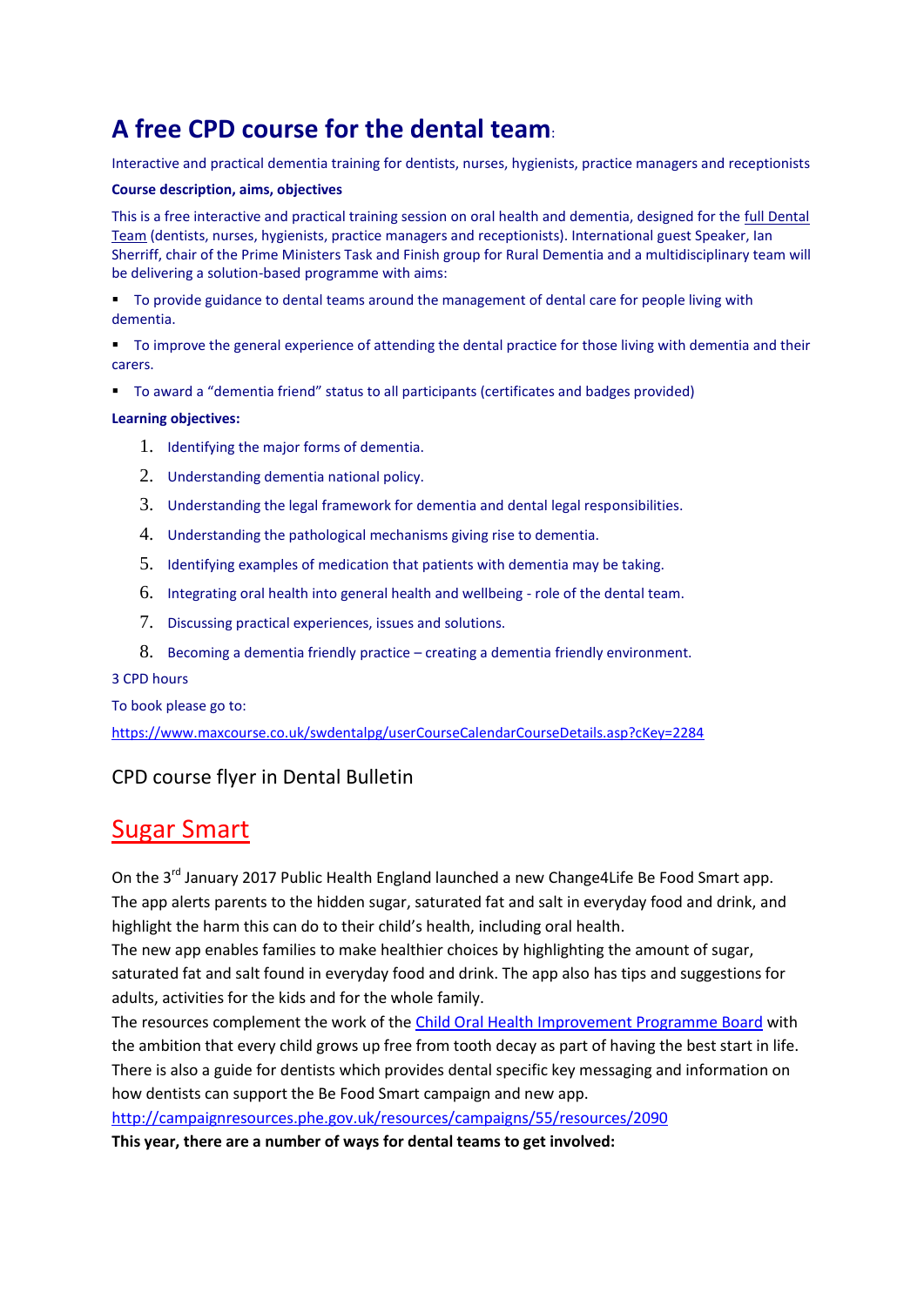## A free CPD course for the dental team:

Interactive and practical dementia training for dentists, nurses, hygienists, practice managers and receptionists

**Course description, aims, objectives**

This is a free interactive and practical training session on oral health and dementia, designed for the full Dental Team (dentists, nurses, hygienists, practice managers and receptionists). International guest Speaker, Ian Sherriff, chair of the Prime Ministers Task and Finish group for Rural Dementia and a multidisciplinary team will be delivering a solution-based programme with aims:

- To provide guidance to dental teams around the management of dental care for people living with dementia.
- To improve the general experience of attending the dental practice for those living with dementia and their carers.
- To award a "dementia friend" status to all participants (certificates and badges provided)

**Learning objectives:**

1. Identifying the major forms of dementia.
2. Understanding dementia national policy.
3. Understanding the legal framework for dementia and dental legal responsibilities.
4. Understanding the pathological mechanisms giving rise to dementia.
5. Identifying examples of medication that patients with dementia may be taking.
6. Integrating oral health into general health and wellbeing - role of the dental team.
7. Discussing practical experiences, issues and solutions.
8. Becoming a dementia friendly practice – creating a dementia friendly environment.

3 CPD hours

To book please go to:

https://www.maxcourse.co.uk/swdentalpg/userCourseCalendarCourseDetails.asp?cKey=2284

CPD course flyer in Dental Bulletin

## Sugar Smart

On the 3rd January 2017 Public Health England launched a new Change4Life Be Food Smart app. The app alerts parents to the hidden sugar, saturated fat and salt in everyday food and drink, and highlight the harm this can do to their child's health, including oral health.
The new app enables families to make healthier choices by highlighting the amount of sugar, saturated fat and salt found in everyday food and drink. The app also has tips and suggestions for adults, activities for the kids and for the whole family.
The resources complement the work of the Child Oral Health Improvement Programme Board with the ambition that every child grows up free from tooth decay as part of having the best start in life. There is also a guide for dentists which provides dental specific key messaging and information on how dentists can support the Be Food Smart campaign and new app.
http://campaignresources.phe.gov.uk/resources/campaigns/55/resources/2090
**This year, there are a number of ways for dental teams to get involved:**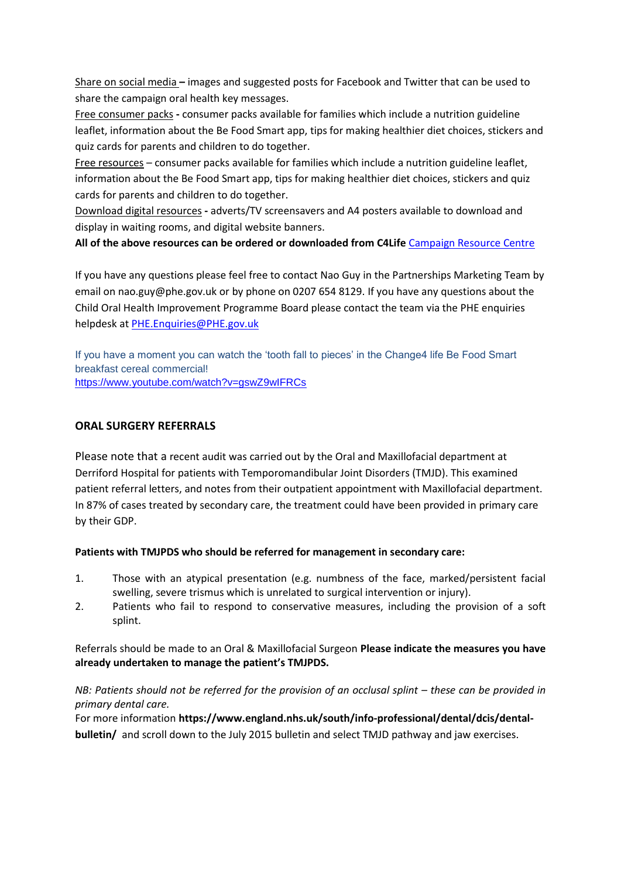Share on social media – images and suggested posts for Facebook and Twitter that can be used to share the campaign oral health key messages.

Free consumer packs - consumer packs available for families which include a nutrition guideline leaflet, information about the Be Food Smart app, tips for making healthier diet choices, stickers and quiz cards for parents and children to do together.

Free resources – consumer packs available for families which include a nutrition guideline leaflet, information about the Be Food Smart app, tips for making healthier diet choices, stickers and quiz cards for parents and children to do together.

Download digital resources - adverts/TV screensavers and A4 posters available to download and display in waiting rooms, and digital website banners.

**All of the above resources can be ordered or downloaded from C4Life** Campaign Resource Centre

If you have any questions please feel free to contact Nao Guy in the Partnerships Marketing Team by email on nao.guy@phe.gov.uk or by phone on 0207 654 8129. If you have any questions about the Child Oral Health Improvement Programme Board please contact the team via the PHE enquiries helpdesk at PHE.Enquiries@PHE.gov.uk

If you have a moment you can watch the 'tooth fall to pieces' in the Change4 life Be Food Smart breakfast cereal commercial!
https://www.youtube.com/watch?v=gswZ9wIFRCs

## ORAL SURGERY REFERRALS

Please note that a recent audit was carried out by the Oral and Maxillofacial department at Derriford Hospital for patients with Temporomandibular Joint Disorders (TMJD). This examined patient referral letters, and notes from their outpatient appointment with Maxillofacial department. In 87% of cases treated by secondary care, the treatment could have been provided in primary care by their GDP.

**Patients with TMJPDS who should be referred for management in secondary care:**

1. Those with an atypical presentation (e.g. numbness of the face, marked/persistent facial swelling, severe trismus which is unrelated to surgical intervention or injury).
2. Patients who fail to respond to conservative measures, including the provision of a soft splint.

Referrals should be made to an Oral & Maxillofacial Surgeon **Please indicate the measures you have already undertaken to manage the patient's TMJPDS.**

*NB: Patients should not be referred for the provision of an occlusal splint – these can be provided in primary dental care.*

For more information **https://www.england.nhs.uk/south/info-professional/dental/dcis/dental-bulletin/** and scroll down to the July 2015 bulletin and select TMJD pathway and jaw exercises.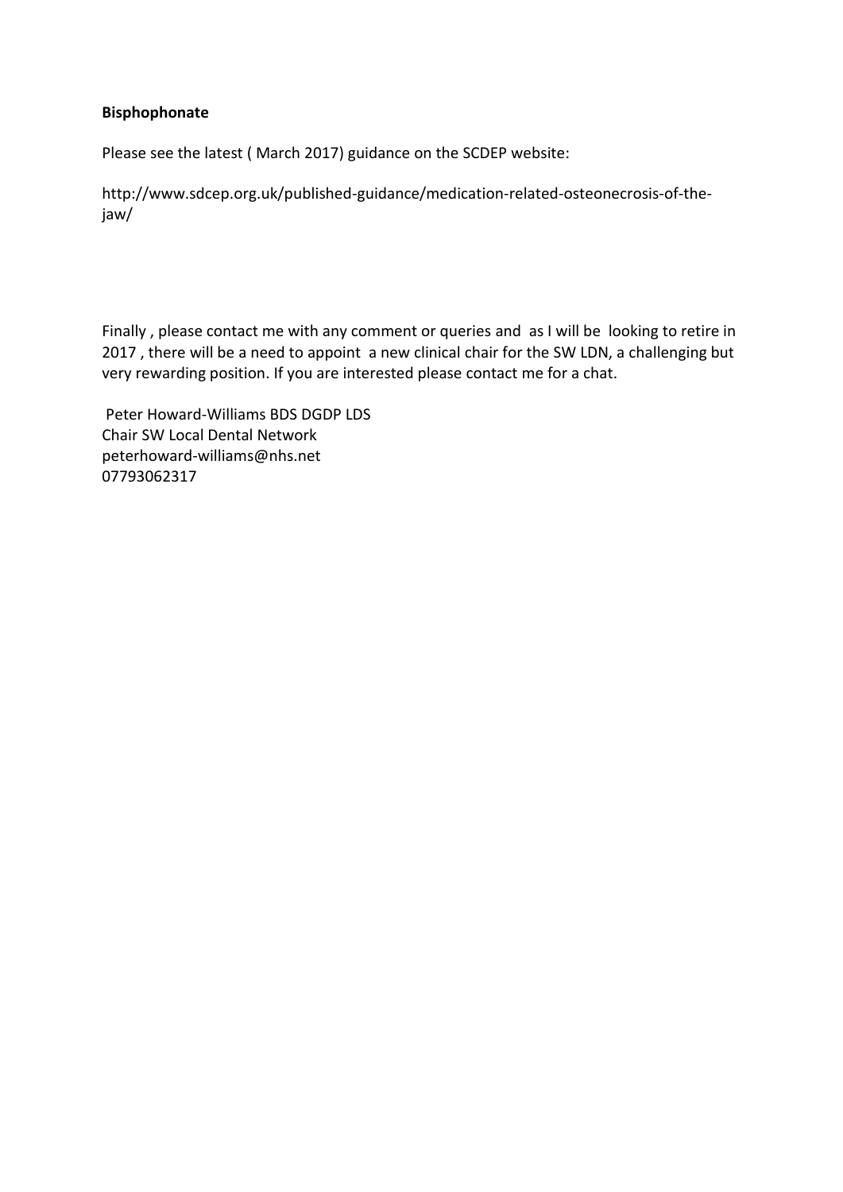**Bisphophonate**

Please see the latest ( March 2017) guidance on the SCDEP website:

http://www.sdcep.org.uk/published-guidance/medication-related-osteonecrosis-of-the-jaw/

Finally , please contact me with any comment or queries and as I will be looking to retire in 2017 , there will be a need to appoint a new clinical chair for the SW LDN, a challenging but very rewarding position. If you are interested please contact me for a chat.

Peter Howard-Williams BDS DGDP LDS
Chair SW Local Dental Network
peterhoward-williams@nhs.net
07793062317